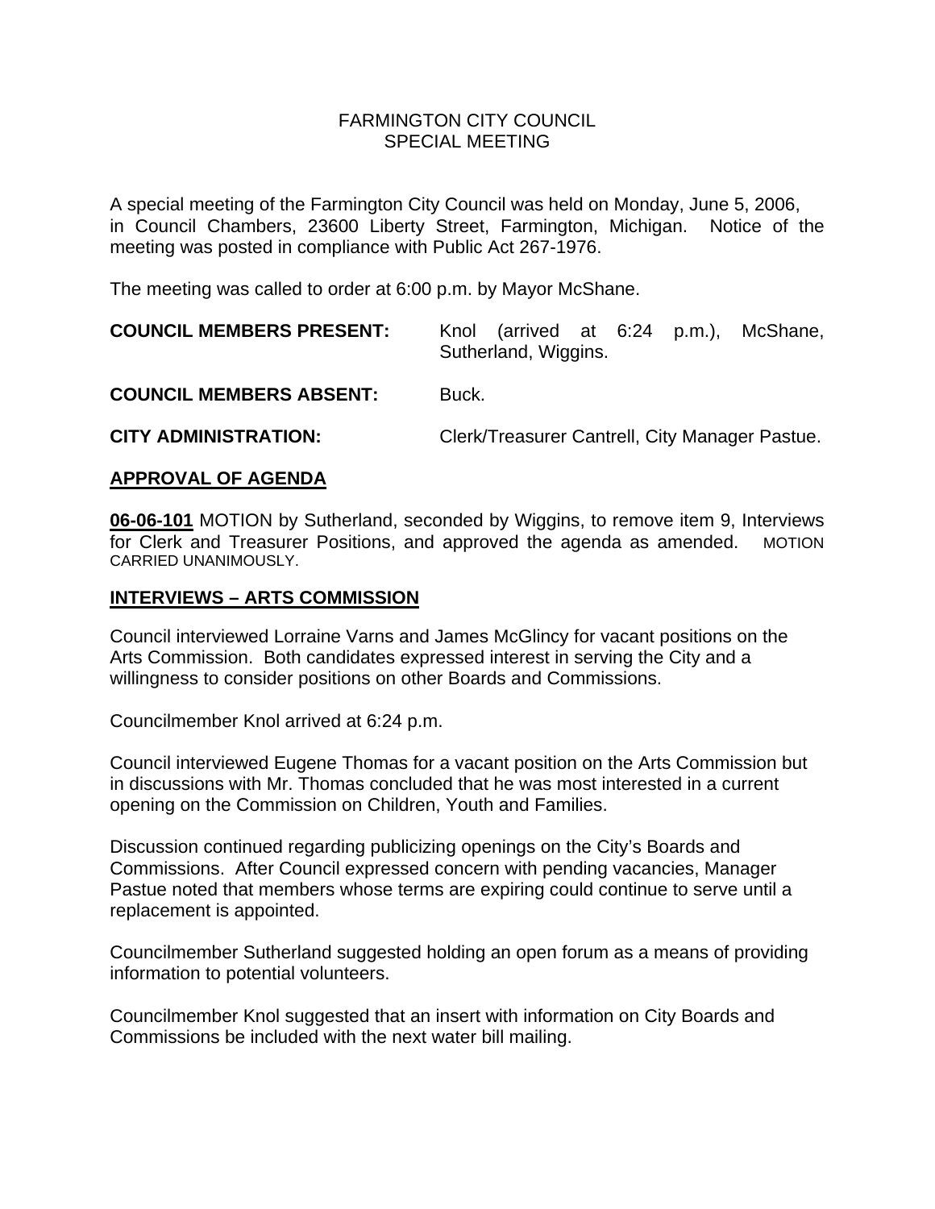# FARMINGTON CITY COUNCIL
# SPECIAL MEETING

A special meeting of the Farmington City Council was held on Monday, June 5, 2006, in Council Chambers, 23600 Liberty Street, Farmington, Michigan. Notice of the meeting was posted in compliance with Public Act 267-1976.

The meeting was called to order at 6:00 p.m. by Mayor McShane.

**COUNCIL MEMBERS PRESENT:** Knol (arrived at 6:24 p.m.), McShane, Sutherland, Wiggins.

**COUNCIL MEMBERS ABSENT:** Buck.

**CITY ADMINISTRATION:** Clerk/Treasurer Cantrell, City Manager Pastue.

## APPROVAL OF AGENDA

**06-06-101** MOTION by Sutherland, seconded by Wiggins, to remove item 9, Interviews for Clerk and Treasurer Positions, and approved the agenda as amended. MOTION CARRIED UNANIMOUSLY.

## INTERVIEWS – ARTS COMMISSION

Council interviewed Lorraine Varns and James McGlincy for vacant positions on the Arts Commission. Both candidates expressed interest in serving the City and a willingness to consider positions on other Boards and Commissions.

Councilmember Knol arrived at 6:24 p.m.

Council interviewed Eugene Thomas for a vacant position on the Arts Commission but in discussions with Mr. Thomas concluded that he was most interested in a current opening on the Commission on Children, Youth and Families.

Discussion continued regarding publicizing openings on the City's Boards and Commissions. After Council expressed concern with pending vacancies, Manager Pastue noted that members whose terms are expiring could continue to serve until a replacement is appointed.

Councilmember Sutherland suggested holding an open forum as a means of providing information to potential volunteers.

Councilmember Knol suggested that an insert with information on City Boards and Commissions be included with the next water bill mailing.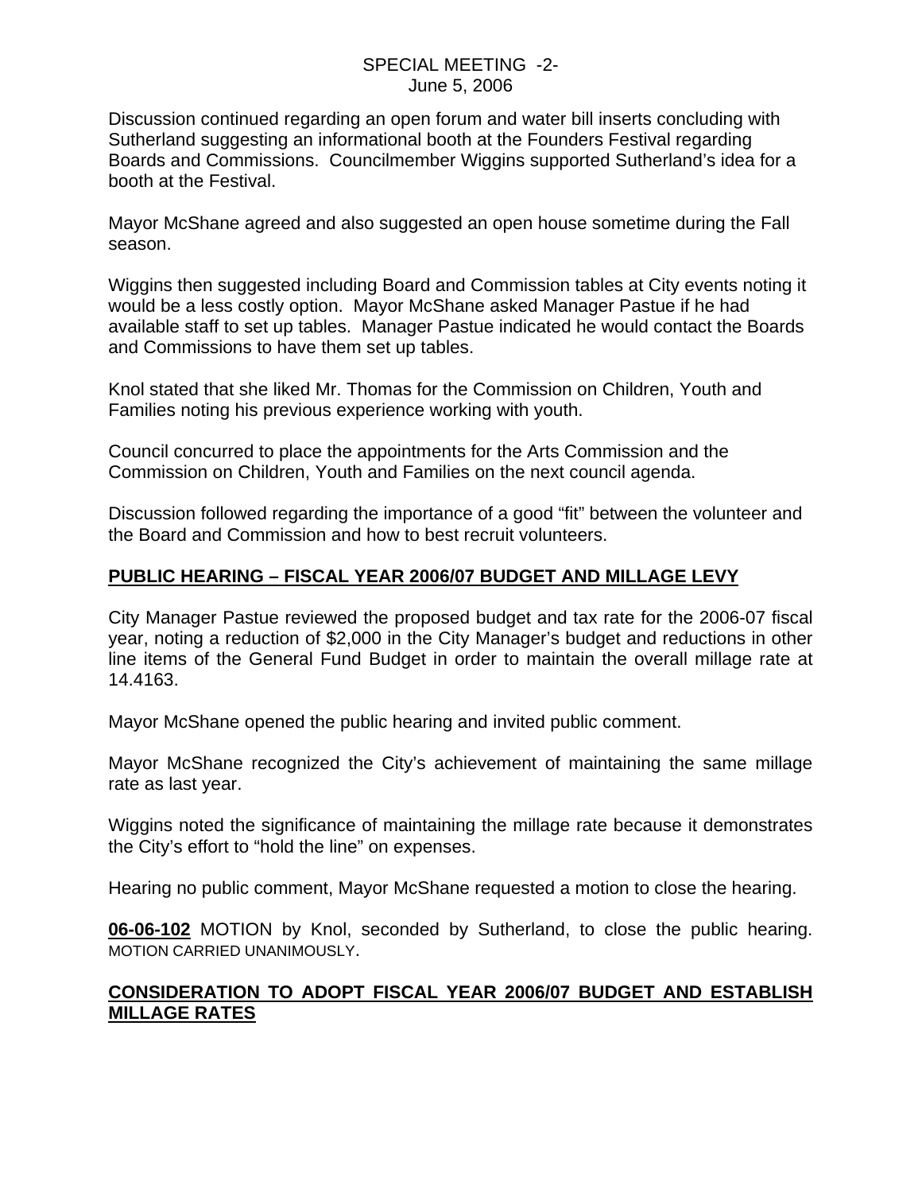Discussion continued regarding an open forum and water bill inserts concluding with Sutherland suggesting an informational booth at the Founders Festival regarding Boards and Commissions. Councilmember Wiggins supported Sutherland's idea for a booth at the Festival.

Mayor McShane agreed and also suggested an open house sometime during the Fall season.

Wiggins then suggested including Board and Commission tables at City events noting it would be a less costly option. Mayor McShane asked Manager Pastue if he had available staff to set up tables. Manager Pastue indicated he would contact the Boards and Commissions to have them set up tables.

Knol stated that she liked Mr. Thomas for the Commission on Children, Youth and Families noting his previous experience working with youth.

Council concurred to place the appointments for the Arts Commission and the Commission on Children, Youth and Families on the next council agenda.

Discussion followed regarding the importance of a good "fit" between the volunteer and the Board and Commission and how to best recruit volunteers.

**PUBLIC HEARING – FISCAL YEAR 2006/07 BUDGET AND MILLAGE LEVY**

City Manager Pastue reviewed the proposed budget and tax rate for the 2006-07 fiscal year, noting a reduction of $2,000 in the City Manager's budget and reductions in other line items of the General Fund Budget in order to maintain the overall millage rate at 14.4163.

Mayor McShane opened the public hearing and invited public comment.

Mayor McShane recognized the City's achievement of maintaining the same millage rate as last year.

Wiggins noted the significance of maintaining the millage rate because it demonstrates the City's effort to "hold the line" on expenses.

Hearing no public comment, Mayor McShane requested a motion to close the hearing.

**06-06-102** MOTION by Knol, seconded by Sutherland, to close the public hearing. MOTION CARRIED UNANIMOUSLY.

**CONSIDERATION TO ADOPT FISCAL YEAR 2006/07 BUDGET AND ESTABLISH MILLAGE RATES**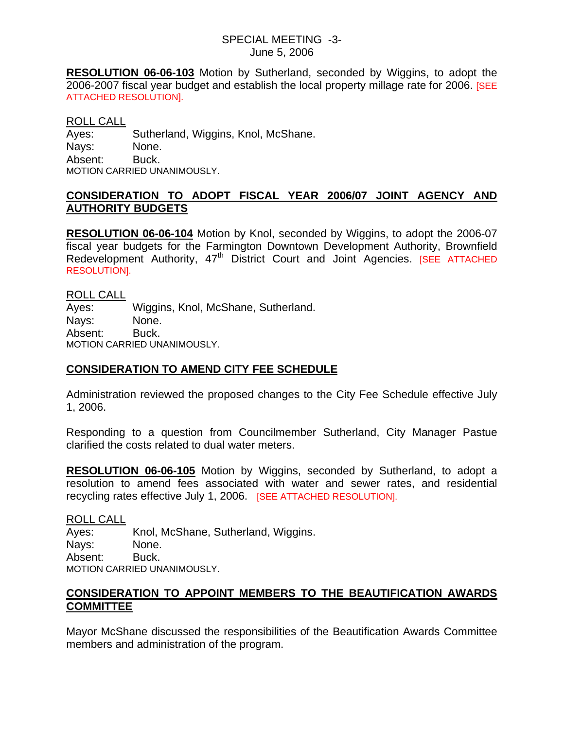**RESOLUTION 06-06-103** Motion by Sutherland, seconded by Wiggins, to adopt the 2006-2007 fiscal year budget and establish the local property millage rate for 2006. [SEE ATTACHED RESOLUTION].

ROLL CALL
Ayes: Sutherland, Wiggins, Knol, McShane.
Nays: None.
Absent: Buck.
MOTION CARRIED UNANIMOUSLY.

## CONSIDERATION TO ADOPT FISCAL YEAR 2006/07 JOINT AGENCY AND AUTHORITY BUDGETS

**RESOLUTION 06-06-104** Motion by Knol, seconded by Wiggins, to adopt the 2006-07 fiscal year budgets for the Farmington Downtown Development Authority, Brownfield Redevelopment Authority, 47th District Court and Joint Agencies. [SEE ATTACHED RESOLUTION].

ROLL CALL
Ayes: Wiggins, Knol, McShane, Sutherland.
Nays: None.
Absent: Buck.
MOTION CARRIED UNANIMOUSLY.

## CONSIDERATION TO AMEND CITY FEE SCHEDULE

Administration reviewed the proposed changes to the City Fee Schedule effective July 1, 2006.

Responding to a question from Councilmember Sutherland, City Manager Pastue clarified the costs related to dual water meters.

**RESOLUTION 06-06-105** Motion by Wiggins, seconded by Sutherland, to adopt a resolution to amend fees associated with water and sewer rates, and residential recycling rates effective July 1, 2006. [SEE ATTACHED RESOLUTION].

ROLL CALL
Ayes: Knol, McShane, Sutherland, Wiggins.
Nays: None.
Absent: Buck.
MOTION CARRIED UNANIMOUSLY.

## CONSIDERATION TO APPOINT MEMBERS TO THE BEAUTIFICATION AWARDS COMMITTEE

Mayor McShane discussed the responsibilities of the Beautification Awards Committee members and administration of the program.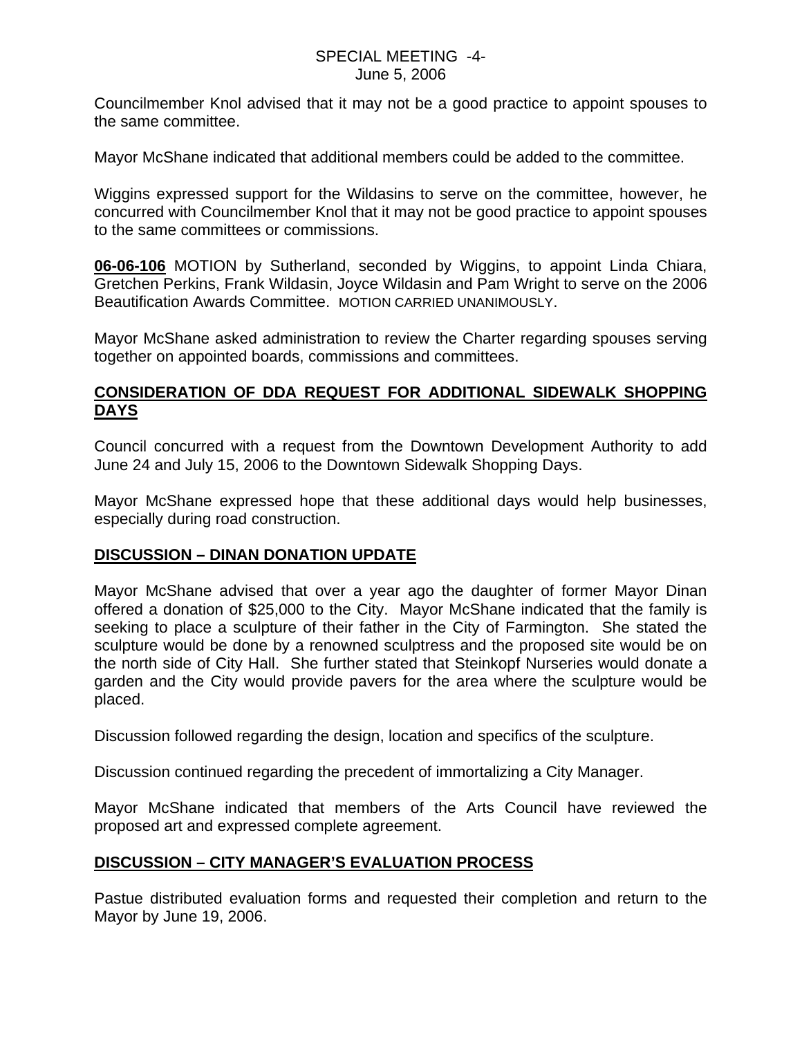Councilmember Knol advised that it may not be a good practice to appoint spouses to the same committee.

Mayor McShane indicated that additional members could be added to the committee.

Wiggins expressed support for the Wildasins to serve on the committee, however, he concurred with Councilmember Knol that it may not be good practice to appoint spouses to the same committees or commissions.

**06-06-106** MOTION by Sutherland, seconded by Wiggins, to appoint Linda Chiara, Gretchen Perkins, Frank Wildasin, Joyce Wildasin and Pam Wright to serve on the 2006 Beautification Awards Committee. MOTION CARRIED UNANIMOUSLY.

Mayor McShane asked administration to review the Charter regarding spouses serving together on appointed boards, commissions and committees.

## CONSIDERATION OF DDA REQUEST FOR ADDITIONAL SIDEWALK SHOPPING DAYS

Council concurred with a request from the Downtown Development Authority to add June 24 and July 15, 2006 to the Downtown Sidewalk Shopping Days.

Mayor McShane expressed hope that these additional days would help businesses, especially during road construction.

## DISCUSSION – DINAN DONATION UPDATE

Mayor McShane advised that over a year ago the daughter of former Mayor Dinan offered a donation of $25,000 to the City. Mayor McShane indicated that the family is seeking to place a sculpture of their father in the City of Farmington. She stated the sculpture would be done by a renowned sculptress and the proposed site would be on the north side of City Hall. She further stated that Steinkopf Nurseries would donate a garden and the City would provide pavers for the area where the sculpture would be placed.

Discussion followed regarding the design, location and specifics of the sculpture.

Discussion continued regarding the precedent of immortalizing a City Manager.

Mayor McShane indicated that members of the Arts Council have reviewed the proposed art and expressed complete agreement.

## DISCUSSION – CITY MANAGER'S EVALUATION PROCESS

Pastue distributed evaluation forms and requested their completion and return to the Mayor by June 19, 2006.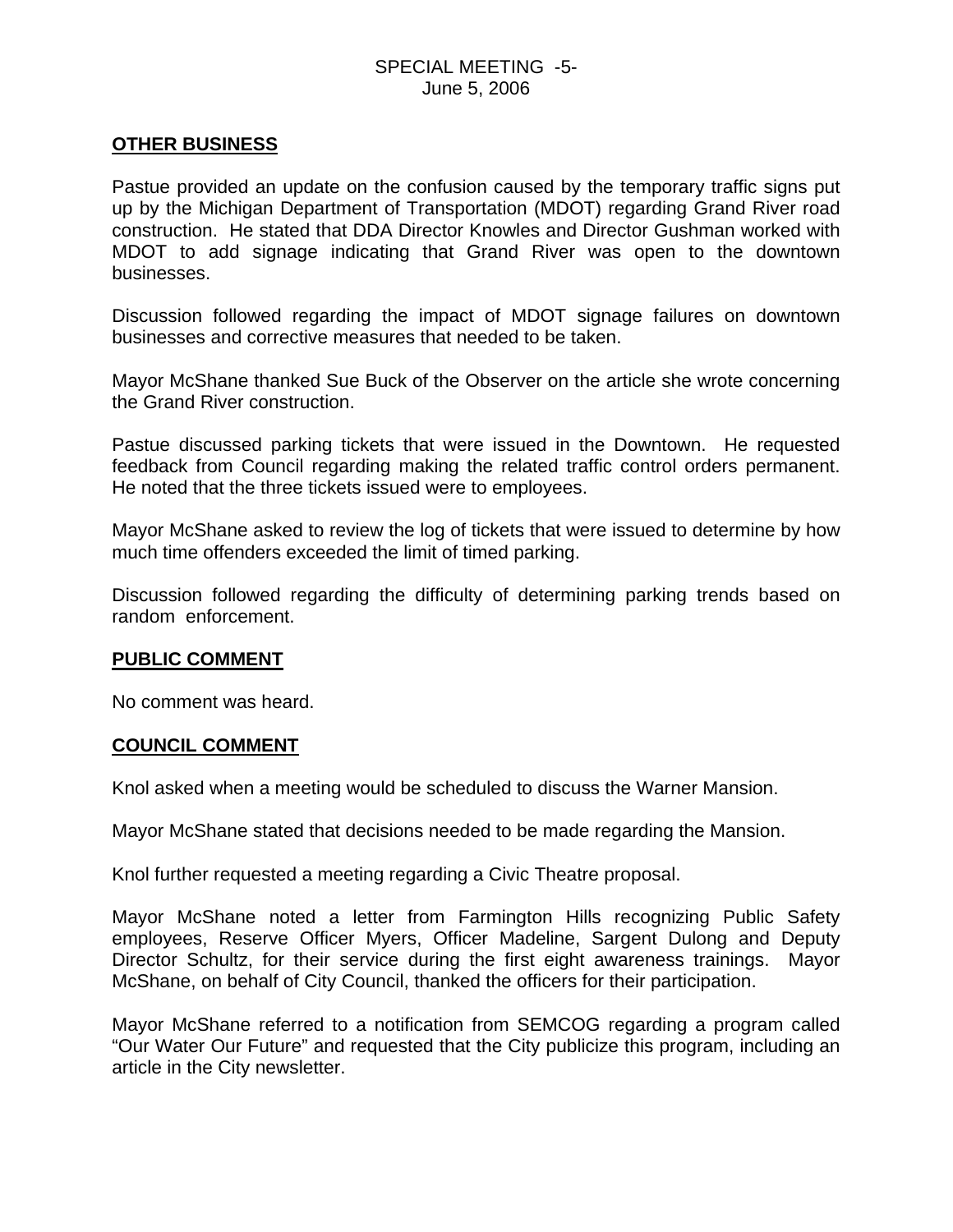## OTHER BUSINESS

Pastue provided an update on the confusion caused by the temporary traffic signs put up by the Michigan Department of Transportation (MDOT) regarding Grand River road construction. He stated that DDA Director Knowles and Director Gushman worked with MDOT to add signage indicating that Grand River was open to the downtown businesses.

Discussion followed regarding the impact of MDOT signage failures on downtown businesses and corrective measures that needed to be taken.

Mayor McShane thanked Sue Buck of the Observer on the article she wrote concerning the Grand River construction.

Pastue discussed parking tickets that were issued in the Downtown. He requested feedback from Council regarding making the related traffic control orders permanent. He noted that the three tickets issued were to employees.

Mayor McShane asked to review the log of tickets that were issued to determine by how much time offenders exceeded the limit of timed parking.

Discussion followed regarding the difficulty of determining parking trends based on random enforcement.

## PUBLIC COMMENT

No comment was heard.

## COUNCIL COMMENT

Knol asked when a meeting would be scheduled to discuss the Warner Mansion.

Mayor McShane stated that decisions needed to be made regarding the Mansion.

Knol further requested a meeting regarding a Civic Theatre proposal.

Mayor McShane noted a letter from Farmington Hills recognizing Public Safety employees, Reserve Officer Myers, Officer Madeline, Sargent Dulong and Deputy Director Schultz, for their service during the first eight awareness trainings. Mayor McShane, on behalf of City Council, thanked the officers for their participation.

Mayor McShane referred to a notification from SEMCOG regarding a program called "Our Water Our Future" and requested that the City publicize this program, including an article in the City newsletter.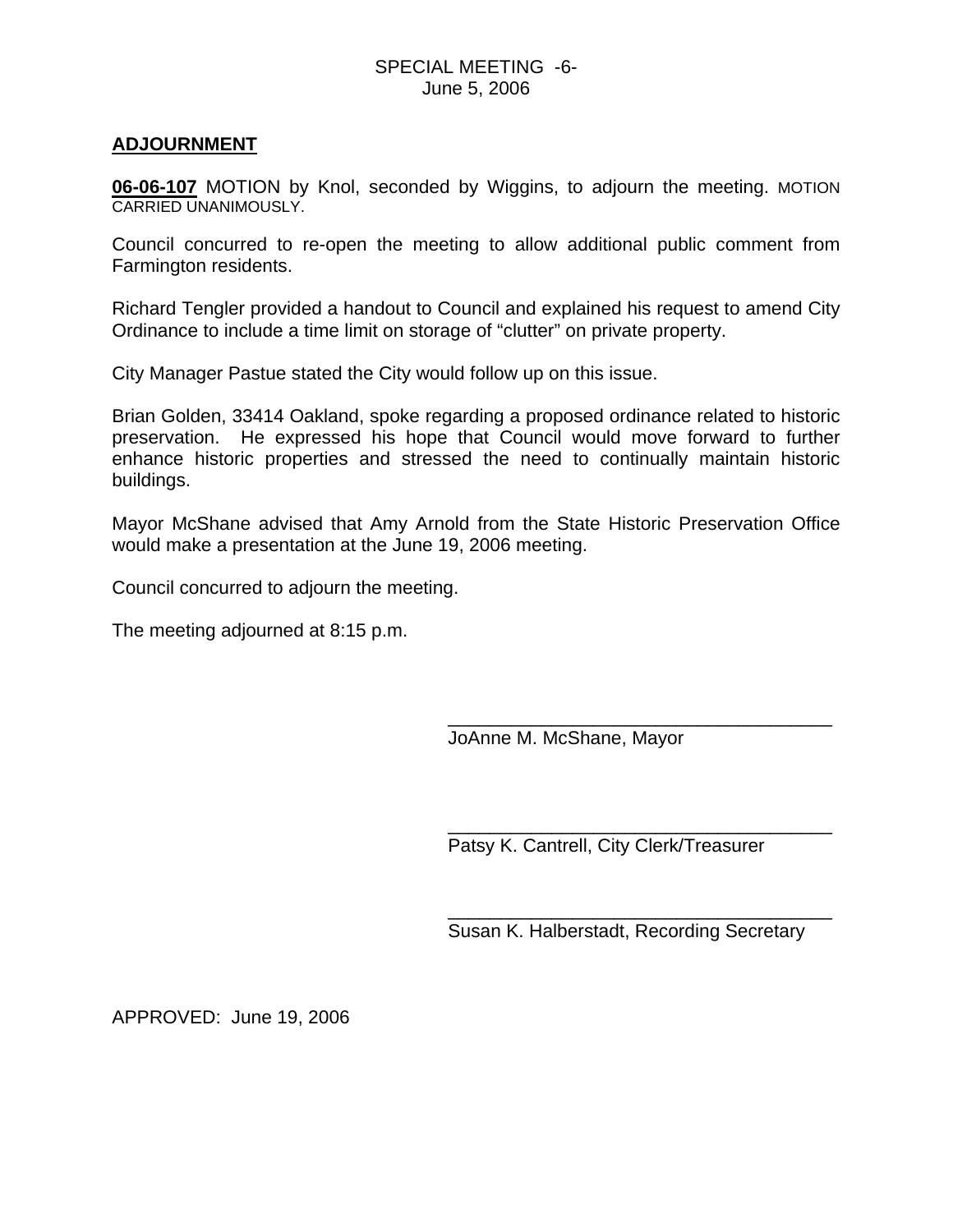## ADJOURNMENT

**06-06-107** MOTION by Knol, seconded by Wiggins, to adjourn the meeting. MOTION CARRIED UNANIMOUSLY.

Council concurred to re-open the meeting to allow additional public comment from Farmington residents.

Richard Tengler provided a handout to Council and explained his request to amend City Ordinance to include a time limit on storage of "clutter" on private property.

City Manager Pastue stated the City would follow up on this issue.

Brian Golden, 33414 Oakland, spoke regarding a proposed ordinance related to historic preservation. He expressed his hope that Council would move forward to further enhance historic properties and stressed the need to continually maintain historic buildings.

Mayor McShane advised that Amy Arnold from the State Historic Preservation Office would make a presentation at the June 19, 2006 meeting.

Council concurred to adjourn the meeting.

The meeting adjourned at 8:15 p.m.

______________________________________
JoAnne M. McShane, Mayor

______________________________________
Patsy K. Cantrell, City Clerk/Treasurer

______________________________________
Susan K. Halberstadt, Recording Secretary

APPROVED: June 19, 2006